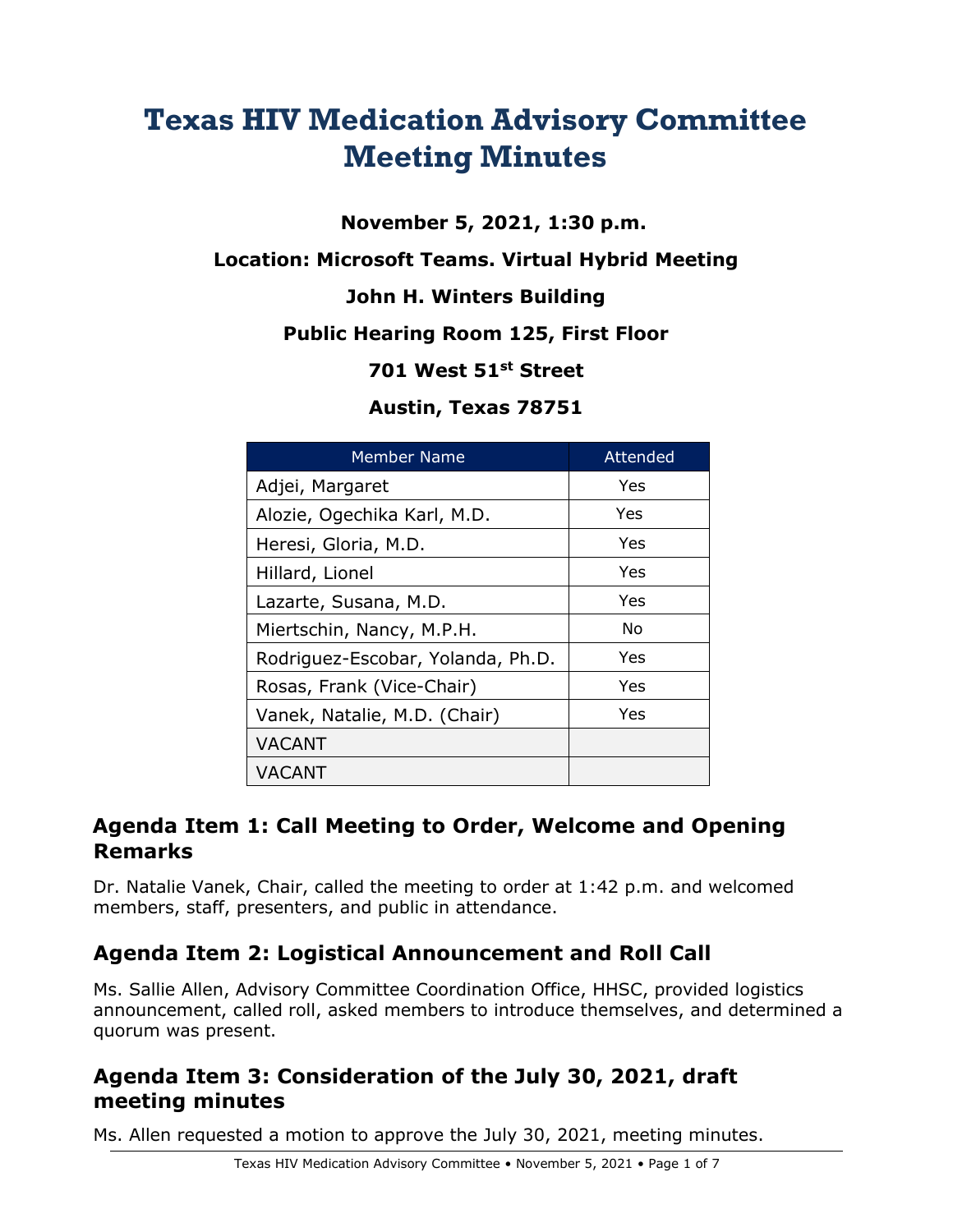# Texas HIV Medication Advisory Committee Meeting Minutes

**November 5, 2021, 1:30 p.m.**

**Location: Microsoft Teams. Virtual Hybrid Meeting**

**John H. Winters Building**

**Public Hearing Room 125, First Floor**

**701 West 51st Street**

**Austin, Texas 78751**

| Member Name | Attended |
|---|---|
| Adjei, Margaret | Yes |
| Alozie, Ogechika Karl, M.D. | Yes |
| Heresi, Gloria, M.D. | Yes |
| Hillard, Lionel | Yes |
| Lazarte, Susana, M.D. | Yes |
| Miertschin, Nancy, M.P.H. | No |
| Rodriguez-Escobar, Yolanda, Ph.D. | Yes |
| Rosas, Frank (Vice-Chair) | Yes |
| Vanek, Natalie, M.D. (Chair) | Yes |
| VACANT | |
| VACANT | |

## Agenda Item 1: Call Meeting to Order, Welcome and Opening Remarks

Dr. Natalie Vanek, Chair, called the meeting to order at 1:42 p.m. and welcomed members, staff, presenters, and public in attendance.

## Agenda Item 2: Logistical Announcement and Roll Call

Ms. Sallie Allen, Advisory Committee Coordination Office, HHSC, provided logistics announcement, called roll, asked members to introduce themselves, and determined a quorum was present.

## Agenda Item 3: Consideration of the July 30, 2021, draft meeting minutes

Ms. Allen requested a motion to approve the July 30, 2021, meeting minutes.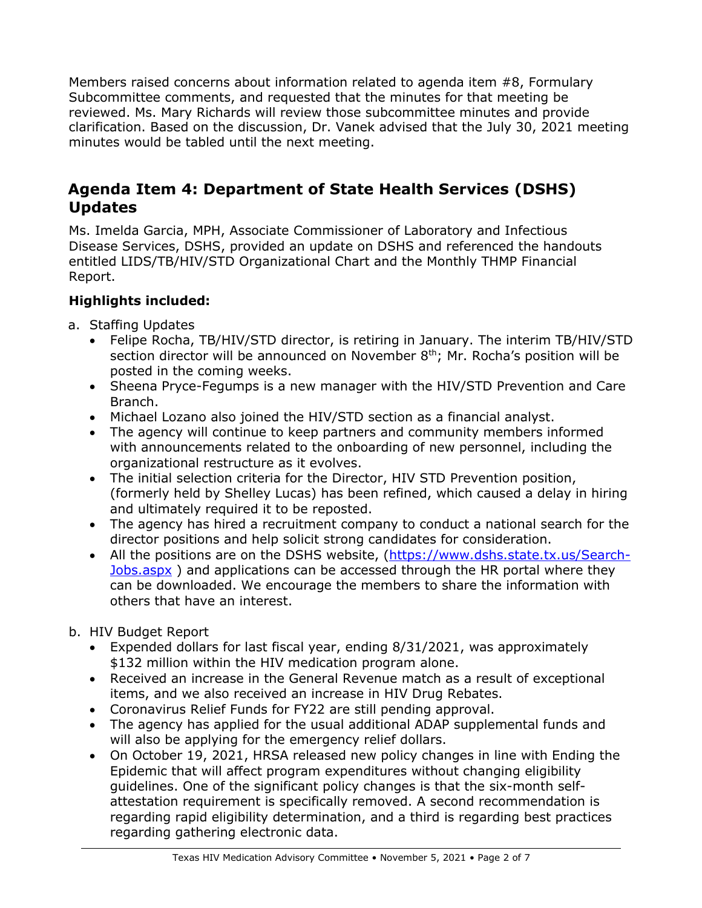Members raised concerns about information related to agenda item #8, Formulary Subcommittee comments, and requested that the minutes for that meeting be reviewed. Ms. Mary Richards will review those subcommittee minutes and provide clarification. Based on the discussion, Dr. Vanek advised that the July 30, 2021 meeting minutes would be tabled until the next meeting.

## Agenda Item 4: Department of State Health Services (DSHS) Updates

Ms. Imelda Garcia, MPH, Associate Commissioner of Laboratory and Infectious Disease Services, DSHS, provided an update on DSHS and referenced the handouts entitled LIDS/TB/HIV/STD Organizational Chart and the Monthly THMP Financial Report.

### Highlights included:

a. Staffing Updates
   - Felipe Rocha, TB/HIV/STD director, is retiring in January. The interim TB/HIV/STD section director will be announced on November 8th; Mr. Rocha's position will be posted in the coming weeks.
   - Sheena Pryce-Fegumps is a new manager with the HIV/STD Prevention and Care Branch.
   - Michael Lozano also joined the HIV/STD section as a financial analyst.
   - The agency will continue to keep partners and community members informed with announcements related to the onboarding of new personnel, including the organizational restructure as it evolves.
   - The initial selection criteria for the Director, HIV STD Prevention position, (formerly held by Shelley Lucas) has been refined, which caused a delay in hiring and ultimately required it to be reposted.
   - The agency has hired a recruitment company to conduct a national search for the director positions and help solicit strong candidates for consideration.
   - All the positions are on the DSHS website, ([https://www.dshs.state.tx.us/Search-Jobs.aspx](https://www.dshs.state.tx.us/Search-Jobs.aspx) ) and applications can be accessed through the HR portal where they can be downloaded. We encourage the members to share the information with others that have an interest.

b. HIV Budget Report
   - Expended dollars for last fiscal year, ending 8/31/2021, was approximately $132 million within the HIV medication program alone.
   - Received an increase in the General Revenue match as a result of exceptional items, and we also received an increase in HIV Drug Rebates.
   - Coronavirus Relief Funds for FY22 are still pending approval.
   - The agency has applied for the usual additional ADAP supplemental funds and will also be applying for the emergency relief dollars.
   - On October 19, 2021, HRSA released new policy changes in line with Ending the Epidemic that will affect program expenditures without changing eligibility guidelines. One of the significant policy changes is that the six-month self-attestation requirement is specifically removed. A second recommendation is regarding rapid eligibility determination, and a third is regarding best practices regarding gathering electronic data.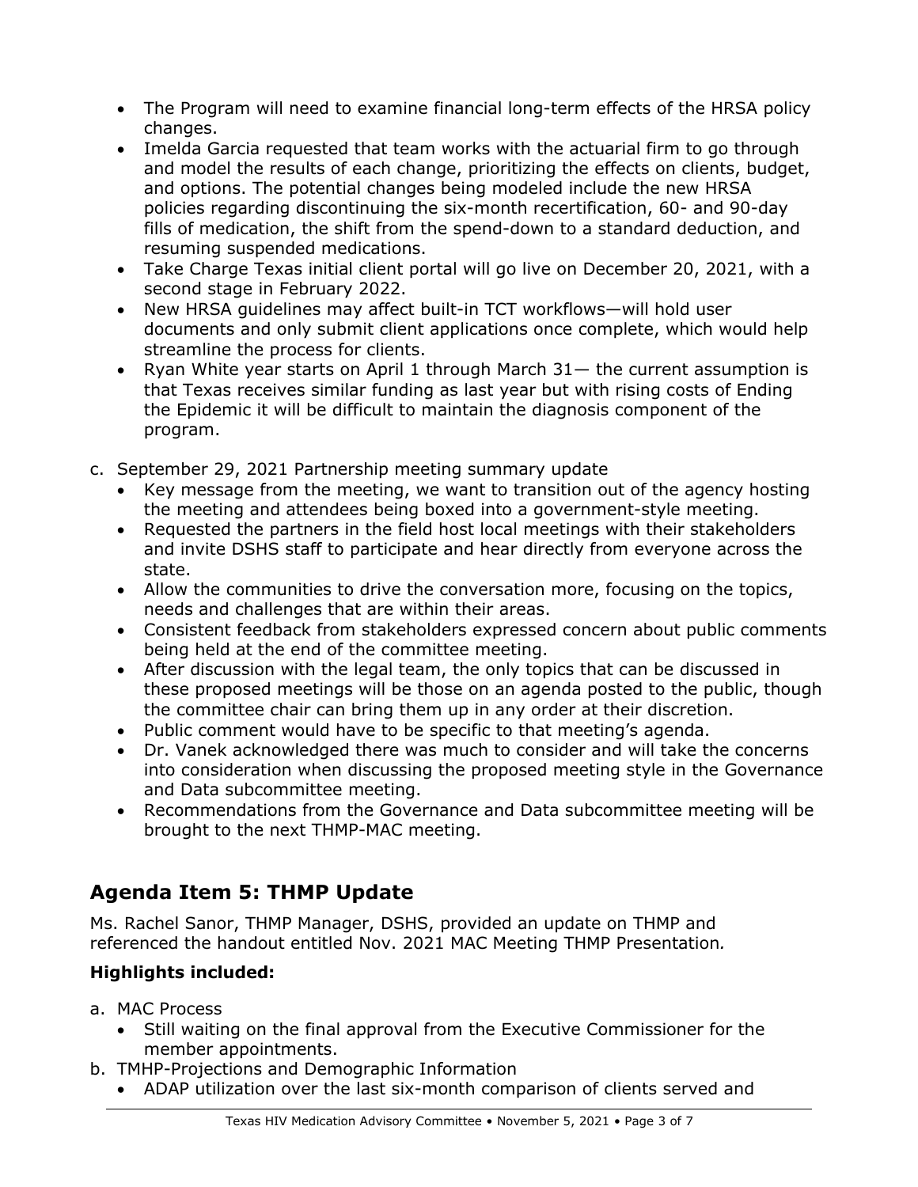- The Program will need to examine financial long-term effects of the HRSA policy changes.
- Imelda Garcia requested that team works with the actuarial firm to go through and model the results of each change, prioritizing the effects on clients, budget, and options. The potential changes being modeled include the new HRSA policies regarding discontinuing the six-month recertification, 60- and 90-day fills of medication, the shift from the spend-down to a standard deduction, and resuming suspended medications.
- Take Charge Texas initial client portal will go live on December 20, 2021, with a second stage in February 2022.
- New HRSA guidelines may affect built-in TCT workflows—will hold user documents and only submit client applications once complete, which would help streamline the process for clients.
- Ryan White year starts on April 1 through March 31— the current assumption is that Texas receives similar funding as last year but with rising costs of Ending the Epidemic it will be difficult to maintain the diagnosis component of the program.

c. September 29, 2021 Partnership meeting summary update
   - Key message from the meeting, we want to transition out of the agency hosting the meeting and attendees being boxed into a government-style meeting.
   - Requested the partners in the field host local meetings with their stakeholders and invite DSHS staff to participate and hear directly from everyone across the state.
   - Allow the communities to drive the conversation more, focusing on the topics, needs and challenges that are within their areas.
   - Consistent feedback from stakeholders expressed concern about public comments being held at the end of the committee meeting.
   - After discussion with the legal team, the only topics that can be discussed in these proposed meetings will be those on an agenda posted to the public, though the committee chair can bring them up in any order at their discretion.
   - Public comment would have to be specific to that meeting's agenda.
   - Dr. Vanek acknowledged there was much to consider and will take the concerns into consideration when discussing the proposed meeting style in the Governance and Data subcommittee meeting.
   - Recommendations from the Governance and Data subcommittee meeting will be brought to the next THMP-MAC meeting.

## Agenda Item 5: THMP Update

Ms. Rachel Sanor, THMP Manager, DSHS, provided an update on THMP and referenced the handout entitled Nov. 2021 MAC Meeting THMP Presentation*.*

### Highlights included:

a. MAC Process
   - Still waiting on the final approval from the Executive Commissioner for the member appointments.

b. TMHP-Projections and Demographic Information
   - ADAP utilization over the last six-month comparison of clients served and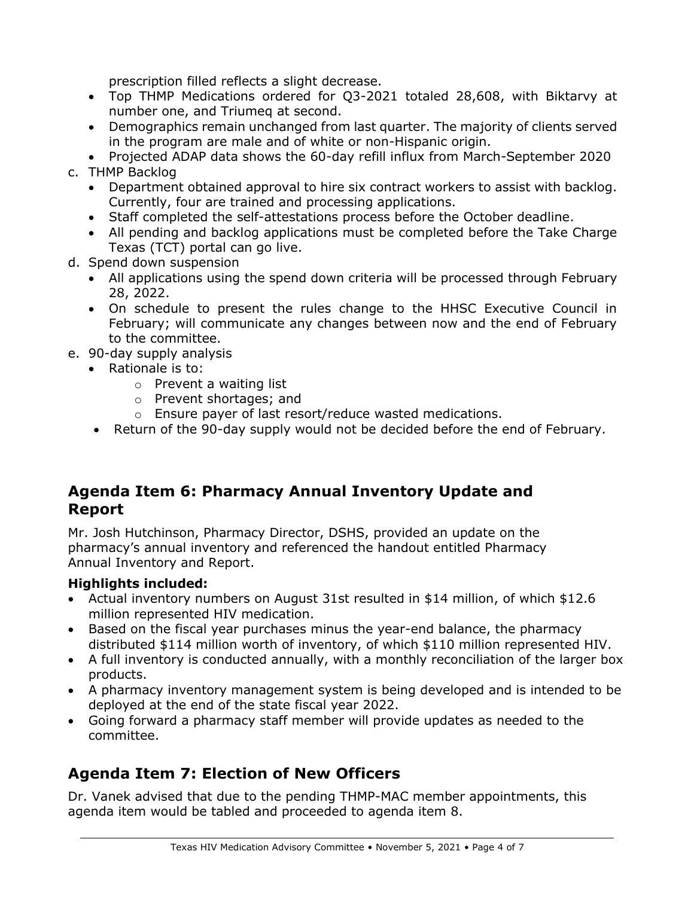prescription filled reflects a slight decrease.
- Top THMP Medications ordered for Q3-2021 totaled 28,608, with Biktarvy at number one, and Triumeq at second.
- Demographics remain unchanged from last quarter. The majority of clients served in the program are male and of white or non-Hispanic origin.
- Projected ADAP data shows the 60-day refill influx from March-September 2020

c. THMP Backlog
- Department obtained approval to hire six contract workers to assist with backlog. Currently, four are trained and processing applications.
- Staff completed the self-attestations process before the October deadline.
- All pending and backlog applications must be completed before the Take Charge Texas (TCT) portal can go live.

d. Spend down suspension
- All applications using the spend down criteria will be processed through February 28, 2022.
- On schedule to present the rules change to the HHSC Executive Council in February; will communicate any changes between now and the end of February to the committee.

e. 90-day supply analysis
- Rationale is to:
  - Prevent a waiting list
  - Prevent shortages; and
  - Ensure payer of last resort/reduce wasted medications.
- Return of the 90-day supply would not be decided before the end of February.

## Agenda Item 6: Pharmacy Annual Inventory Update and Report

Mr. Josh Hutchinson, Pharmacy Director, DSHS, provided an update on the pharmacy's annual inventory and referenced the handout entitled Pharmacy Annual Inventory and Report.

**Highlights included:**

- Actual inventory numbers on August 31st resulted in $14 million, of which $12.6 million represented HIV medication.
- Based on the fiscal year purchases minus the year-end balance, the pharmacy distributed $114 million worth of inventory, of which $110 million represented HIV.
- A full inventory is conducted annually, with a monthly reconciliation of the larger box products.
- A pharmacy inventory management system is being developed and is intended to be deployed at the end of the state fiscal year 2022.
- Going forward a pharmacy staff member will provide updates as needed to the committee.

## Agenda Item 7: Election of New Officers

Dr. Vanek advised that due to the pending THMP-MAC member appointments, this agenda item would be tabled and proceeded to agenda item 8.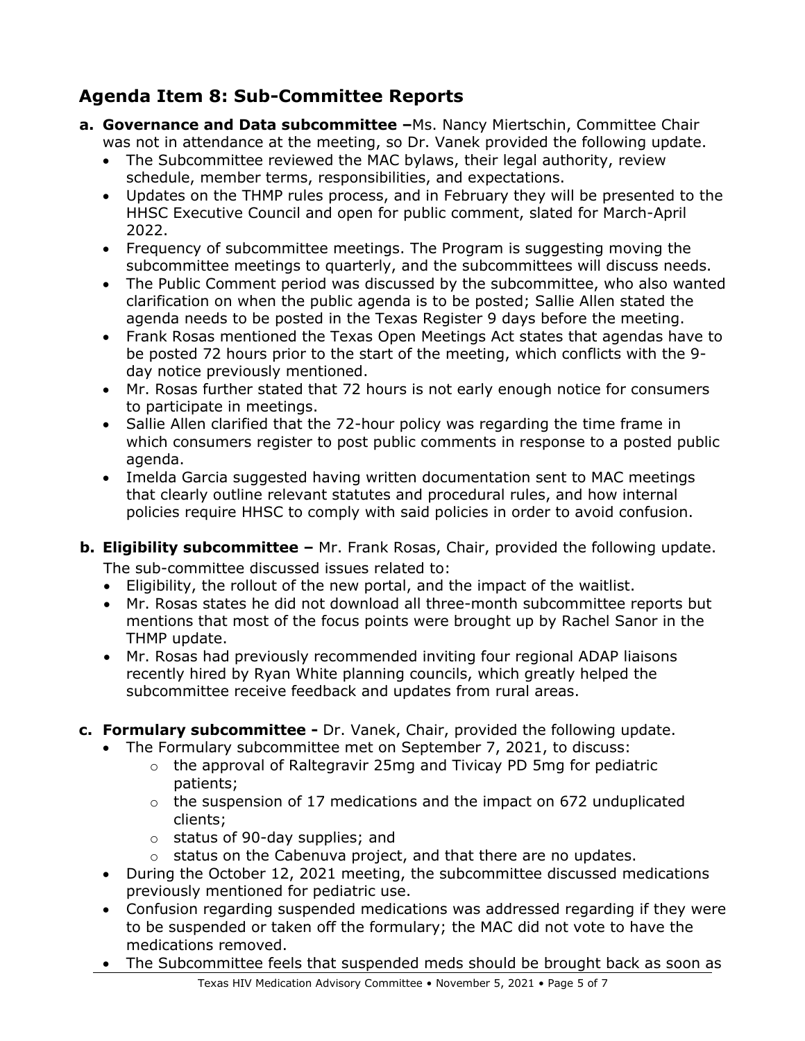## Agenda Item 8: Sub-Committee Reports

**a. Governance and Data subcommittee –**Ms. Nancy Miertschin, Committee Chair was not in attendance at the meeting, so Dr. Vanek provided the following update.

- The Subcommittee reviewed the MAC bylaws, their legal authority, review schedule, member terms, responsibilities, and expectations.
- Updates on the THMP rules process, and in February they will be presented to the HHSC Executive Council and open for public comment, slated for March-April 2022.
- Frequency of subcommittee meetings. The Program is suggesting moving the subcommittee meetings to quarterly, and the subcommittees will discuss needs.
- The Public Comment period was discussed by the subcommittee, who also wanted clarification on when the public agenda is to be posted; Sallie Allen stated the agenda needs to be posted in the Texas Register 9 days before the meeting.
- Frank Rosas mentioned the Texas Open Meetings Act states that agendas have to be posted 72 hours prior to the start of the meeting, which conflicts with the 9-day notice previously mentioned.
- Mr. Rosas further stated that 72 hours is not early enough notice for consumers to participate in meetings.
- Sallie Allen clarified that the 72-hour policy was regarding the time frame in which consumers register to post public comments in response to a posted public agenda.
- Imelda Garcia suggested having written documentation sent to MAC meetings that clearly outline relevant statutes and procedural rules, and how internal policies require HHSC to comply with said policies in order to avoid confusion.

**b. Eligibility subcommittee –** Mr. Frank Rosas, Chair, provided the following update. The sub-committee discussed issues related to:

- Eligibility, the rollout of the new portal, and the impact of the waitlist.
- Mr. Rosas states he did not download all three-month subcommittee reports but mentions that most of the focus points were brought up by Rachel Sanor in the THMP update.
- Mr. Rosas had previously recommended inviting four regional ADAP liaisons recently hired by Ryan White planning councils, which greatly helped the subcommittee receive feedback and updates from rural areas.

**c. Formulary subcommittee -** Dr. Vanek, Chair, provided the following update.

- The Formulary subcommittee met on September 7, 2021, to discuss:
  - the approval of Raltegravir 25mg and Tivicay PD 5mg for pediatric patients;
  - the suspension of 17 medications and the impact on 672 unduplicated clients;
  - status of 90-day supplies; and
  - status on the Cabenuva project, and that there are no updates.
- During the October 12, 2021 meeting, the subcommittee discussed medications previously mentioned for pediatric use.
- Confusion regarding suspended medications was addressed regarding if they were to be suspended or taken off the formulary; the MAC did not vote to have the medications removed.
- The Subcommittee feels that suspended meds should be brought back as soon as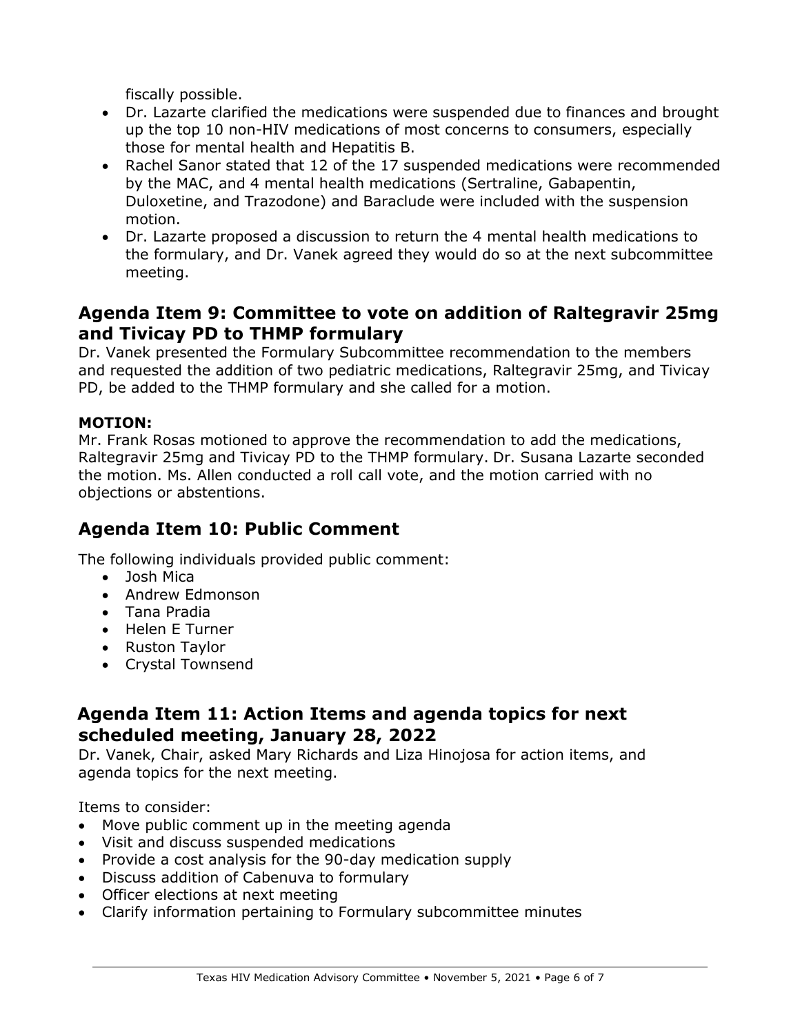fiscally possible.

- Dr. Lazarte clarified the medications were suspended due to finances and brought up the top 10 non-HIV medications of most concerns to consumers, especially those for mental health and Hepatitis B.
- Rachel Sanor stated that 12 of the 17 suspended medications were recommended by the MAC, and 4 mental health medications (Sertraline, Gabapentin, Duloxetine, and Trazodone) and Baraclude were included with the suspension motion.
- Dr. Lazarte proposed a discussion to return the 4 mental health medications to the formulary, and Dr. Vanek agreed they would do so at the next subcommittee meeting.

## Agenda Item 9: Committee to vote on addition of Raltegravir 25mg and Tivicay PD to THMP formulary

Dr. Vanek presented the Formulary Subcommittee recommendation to the members and requested the addition of two pediatric medications, Raltegravir 25mg, and Tivicay PD, be added to the THMP formulary and she called for a motion.

**MOTION:**

Mr. Frank Rosas motioned to approve the recommendation to add the medications, Raltegravir 25mg and Tivicay PD to the THMP formulary. Dr. Susana Lazarte seconded the motion. Ms. Allen conducted a roll call vote, and the motion carried with no objections or abstentions.

## Agenda Item 10: Public Comment

The following individuals provided public comment:

- Josh Mica
- Andrew Edmonson
- Tana Pradia
- Helen E Turner
- Ruston Taylor
- Crystal Townsend

## Agenda Item 11: Action Items and agenda topics for next scheduled meeting, January 28, 2022

Dr. Vanek, Chair, asked Mary Richards and Liza Hinojosa for action items, and agenda topics for the next meeting.

Items to consider:

- Move public comment up in the meeting agenda
- Visit and discuss suspended medications
- Provide a cost analysis for the 90-day medication supply
- Discuss addition of Cabenuva to formulary
- Officer elections at next meeting
- Clarify information pertaining to Formulary subcommittee minutes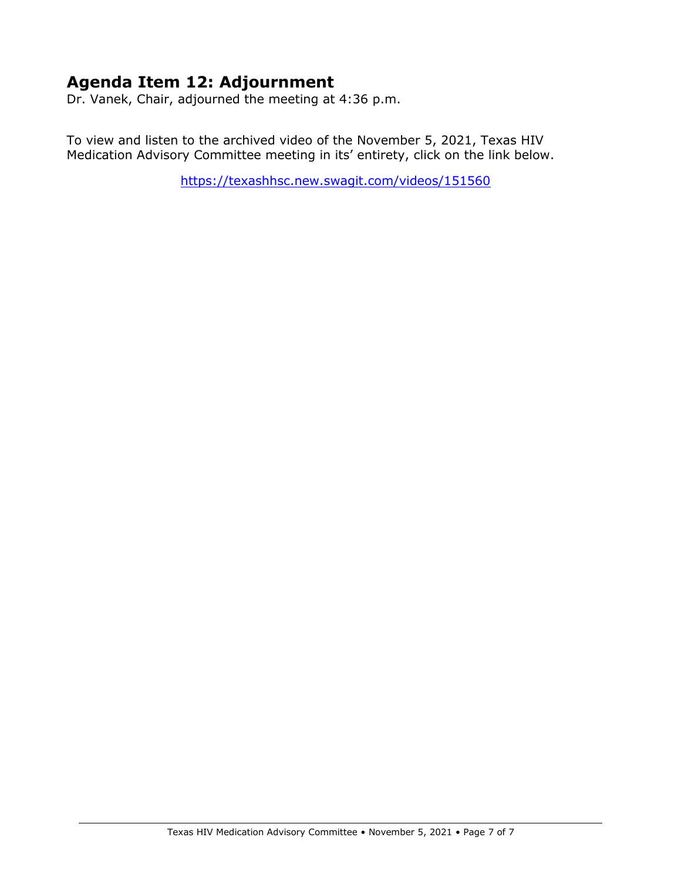## Agenda Item 12: Adjournment

Dr. Vanek, Chair, adjourned the meeting at 4:36 p.m.

To view and listen to the archived video of the November 5, 2021, Texas HIV Medication Advisory Committee meeting in its' entirety, click on the link below.

https://texashhsc.new.swagit.com/videos/151560